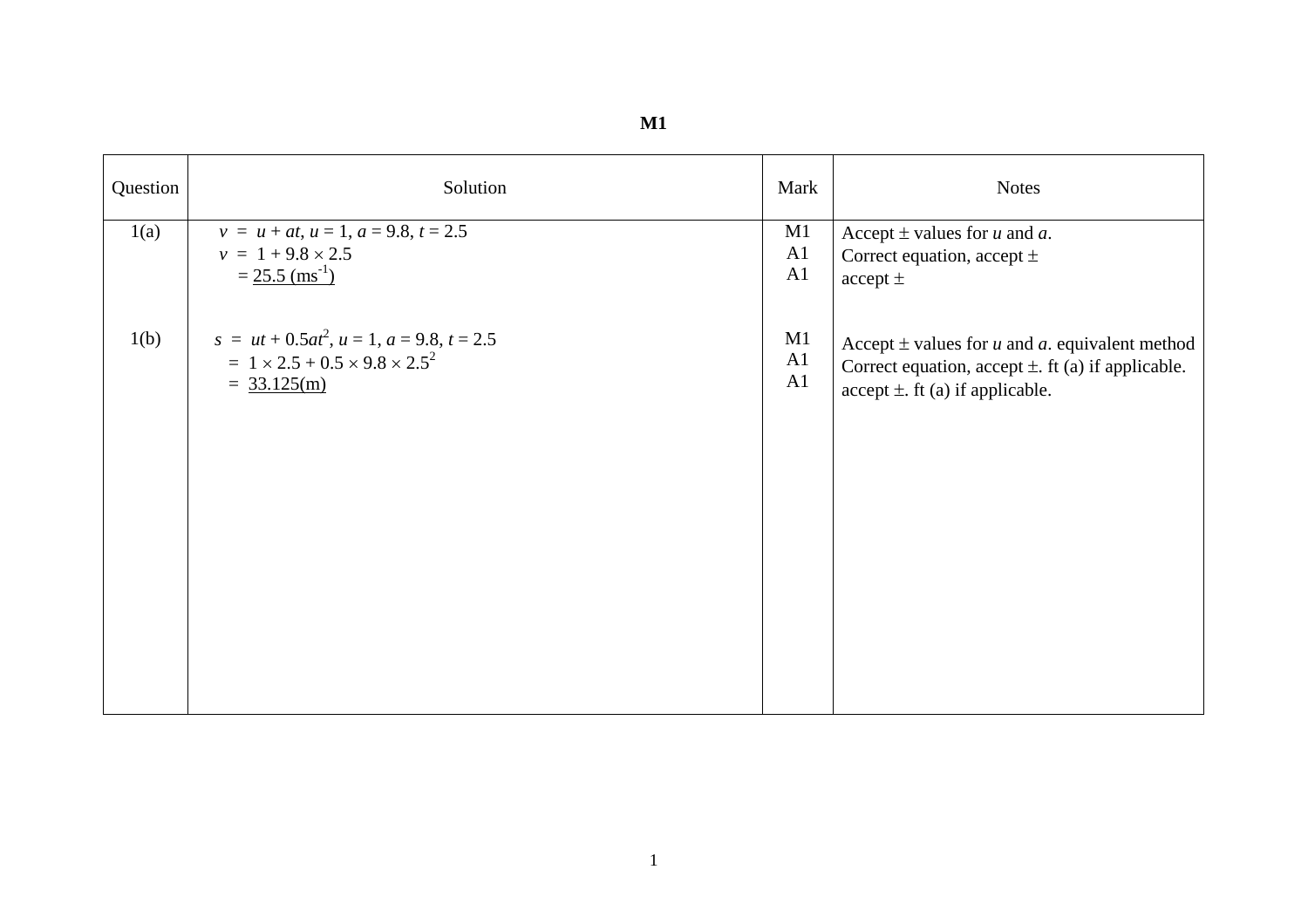# M1

| Question | Solution | Mark | Notes |
|---|---|---|---|
| 1(a) | $v = u + at$, $u = 1$, $a = 9.8$, $t = 2.5$<br>$v = 1 + 9.8 \times 2.5$<br>$= \underline{25.5\ (\text{ms}^{-1})}$ | M1<br>A1<br>A1 | Accept ± values for $u$ and $a$.<br>Correct equation, accept ±<br>accept ± |
| 1(b) | $s = ut + 0.5at^2$, $u = 1$, $a = 9.8$, $t = 2.5$<br>$= 1 \times 2.5 + 0.5 \times 9.8 \times 2.5^2$<br>$= \underline{33.125(\text{m})}$ | M1<br>A1<br>A1 | Accept ± values for $u$ and $a$. equivalent method<br>Correct equation, accept ±. ft (a) if applicable.<br>accept ±. ft (a) if applicable. |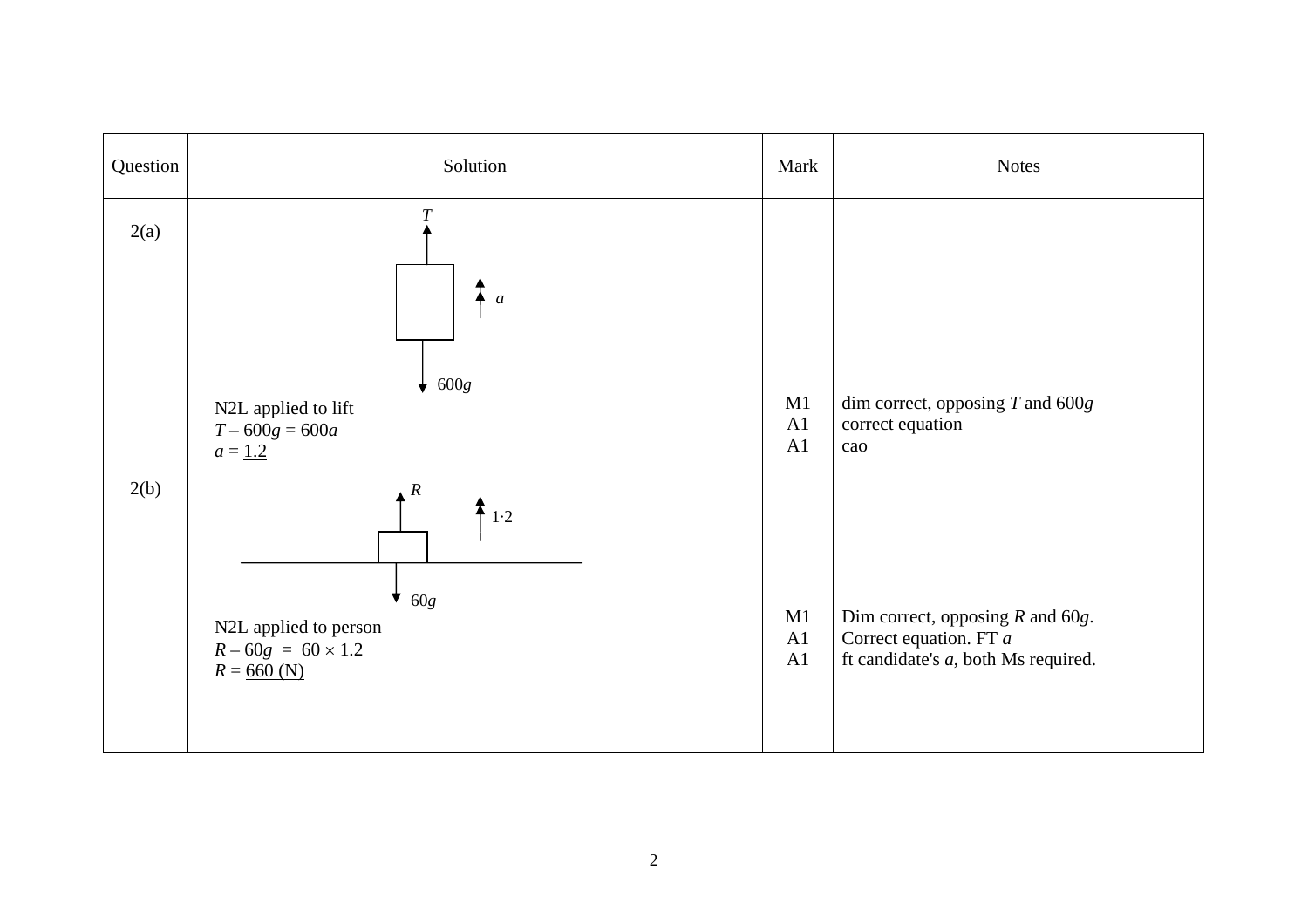| Question | Solution | Mark | Notes |
|---|---|---|---|
| 2(a) | N2L applied to lift<br>$T - 600g = 600a$<br>$a = \underline{1.2}$ | M1<br>A1<br>A1 | dim correct, opposing $T$ and $600g$<br>correct equation<br>cao |
| 2(b) | N2L applied to person<br>$R - 60g = 60 \times 1.2$<br>$R = \underline{660 \text{ (N)}}$ | M1<br>A1<br>A1 | Dim correct, opposing $R$ and $60g$.<br>Correct equation. FT $a$<br>ft candidate's $a$, both Ms required. |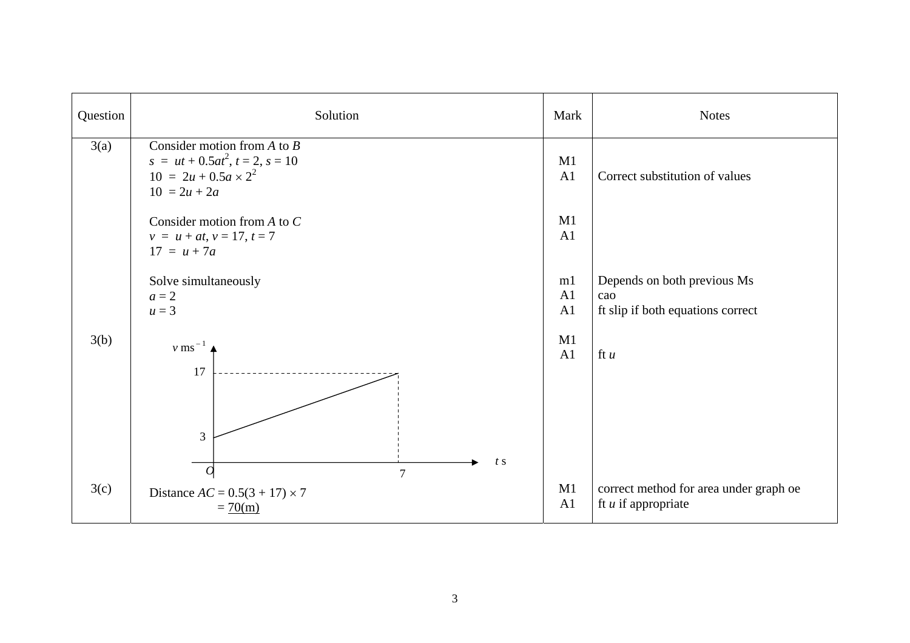| Question | Solution | Mark | Notes |
|---|---|---|---|
| 3(a) | Consider motion from $A$ to $B$ | | |
| | $s = ut + 0.5at^2$, $t = 2$, $s = 10$ | M1 | |
| | $10 = 2u + 0.5a \times 2^2$ | A1 | Correct substitution of values |
| | $10 = 2u + 2a$ | | |
| | Consider motion from $A$ to $C$ | M1 | |
| | $v = u + at$, $v = 17$, $t = 7$ | A1 | |
| | $17 = u + 7a$ | | |
| | Solve simultaneously | m1 | Depends on both previous Ms |
| | $a = 2$ | A1 | cao |
| | $u = 3$ | A1 | ft slip if both equations correct |
| 3(b) | Velocity–time graph: $v$ ms$^{-1}$ against $t$ s, straight line from $(0, 3)$ to $(7, 17)$ | M1 | |
| | | A1 | ft $u$ |
| 3(c) | Distance $AC = 0.5(3 + 17) \times 7$ | M1 | correct method for area under graph oe |
| | $= \underline{70\text{(m)}}$ | A1 | ft $u$ if appropriate |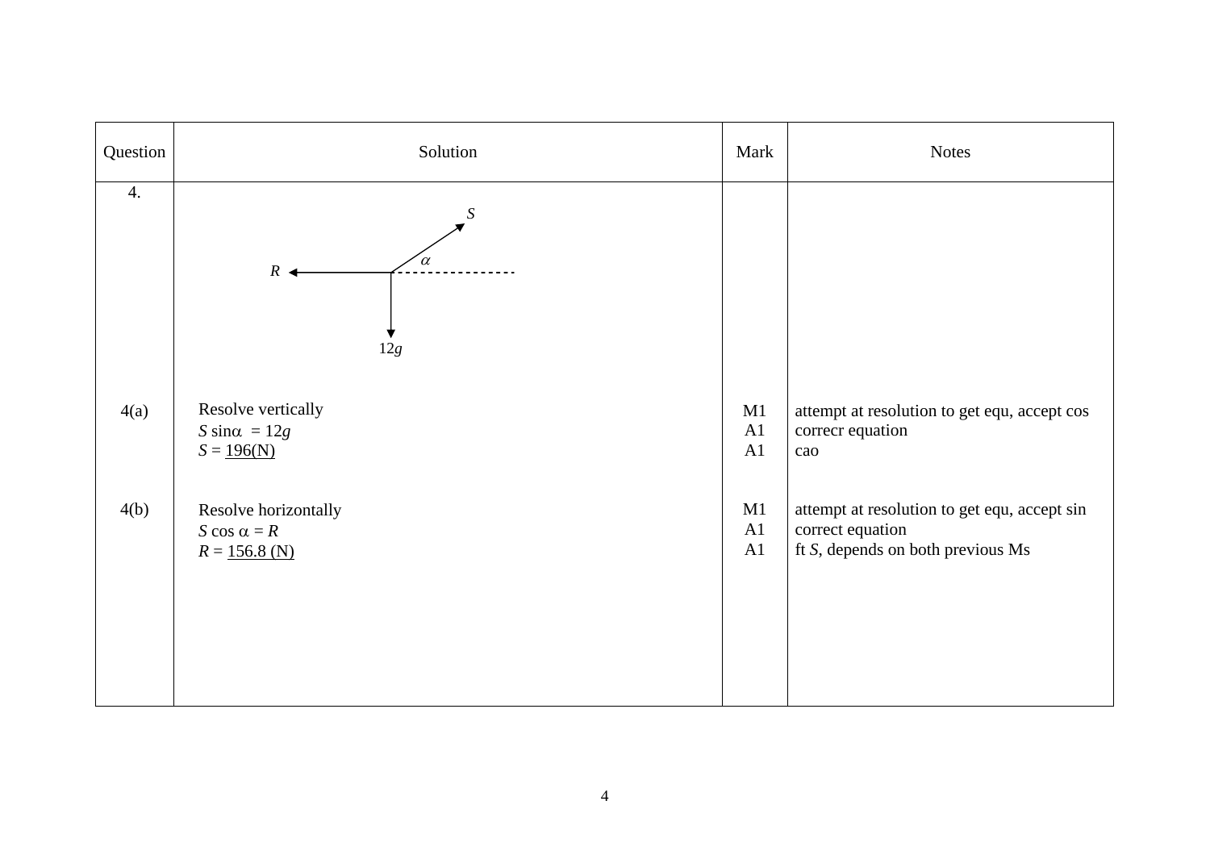| Question | Solution | Mark | Notes |
|---|---|---|---|
| 4. | (Diagram: forces $S$ at angle $\alpha$ above horizontal, $R$ horizontal to the left, $12g$ vertically downward) | | |
| 4(a) | Resolve vertically<br>$S \sin\alpha = 12g$<br>$S$ = <u>196(N)</u> | M1<br>A1<br>A1 | attempt at resolution to get equ, accept cos<br>correcr equation<br>cao |
| 4(b) | Resolve horizontally<br>$S \cos \alpha = R$<br>$R$ = <u>156.8 (N)</u> | M1<br>A1<br>A1 | attempt at resolution to get equ, accept sin<br>correct equation<br>ft $S$, depends on both previous Ms |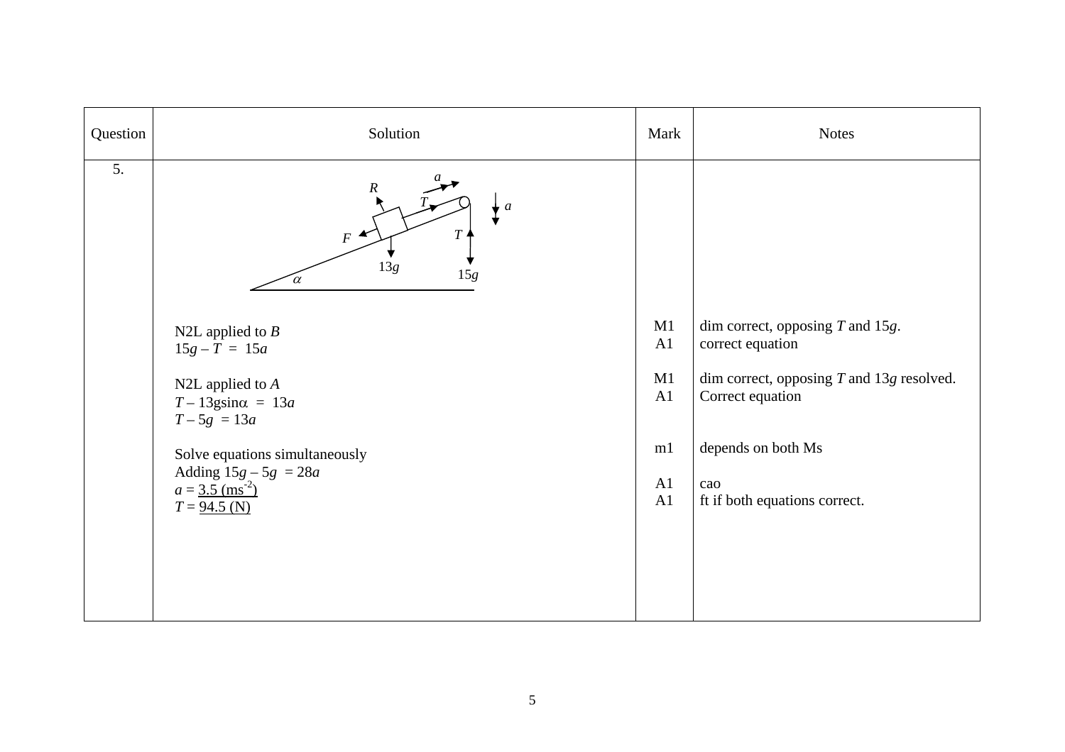| Question | Solution | Mark | Notes |
|---|---|---|---|
| 5. | N2L applied to $B$ | M1 | dim correct, opposing $T$ and $15g$. |
| | $15g - T = 15a$ | A1 | correct equation |
| | N2L applied to $A$ | M1 | dim correct, opposing $T$ and $13g$ resolved. |
| | $T - 13g\sin\alpha = 13a$ | A1 | Correct equation |
| | $T - 5g = 13a$ | | |
| | Solve equations simultaneously | m1 | depends on both Ms |
| | Adding $15g - 5g = 28a$ | | |
| | $a = \underline{3.5 \text{ (ms}^{-2})}$ | A1 | cao |
| | $T = \underline{94.5 \text{ (N)}}$ | A1 | ft if both equations correct. |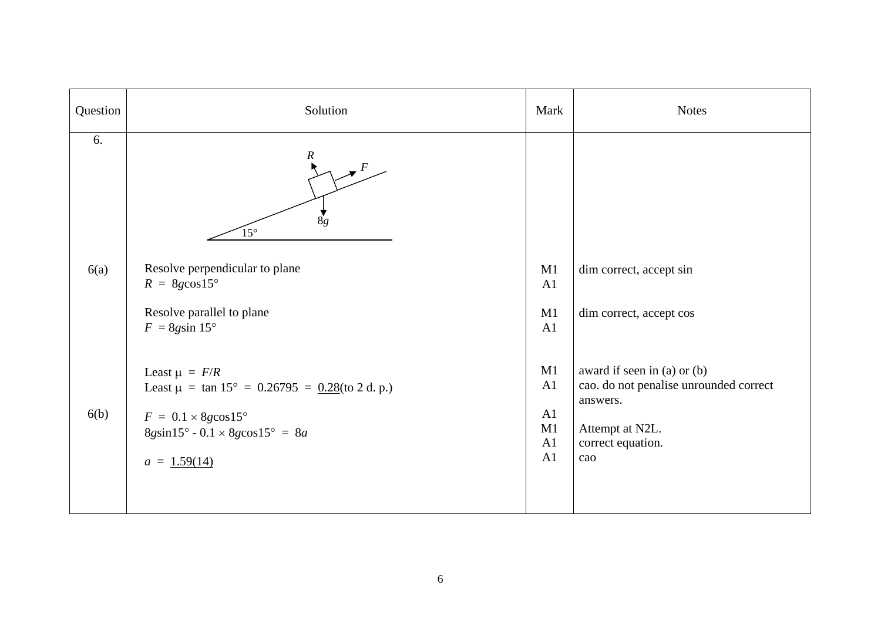| Question | Solution | Mark | Notes |
|---|---|---|---|
| 6. | (Diagram: block on plane inclined at 15°, forces $R$, $F$, $8g$) | | |
| 6(a) | Resolve perpendicular to plane | M1 | dim correct, accept sin |
| | $R = 8g\cos 15°$ | A1 | |
| | Resolve parallel to plane | M1 | dim correct, accept cos |
| | $F = 8g\sin 15°$ | A1 | |
| | Least $\mu = F/R$ | M1 | award if seen in (a) or (b) |
| | Least $\mu = \tan 15° = 0.26795 = \underline{0.28}$(to 2 d. p.) | A1 | cao. do not penalise unrounded correct answers. |
| 6(b) | $F = 0.1 \times 8g\cos 15°$ | A1 | |
| | $8g\sin 15° - 0.1 \times 8g\cos 15° = 8a$ | M1 | Attempt at N2L. |
| | | A1 | correct equation. |
| | $a = \underline{1.59(14)}$ | A1 | cao |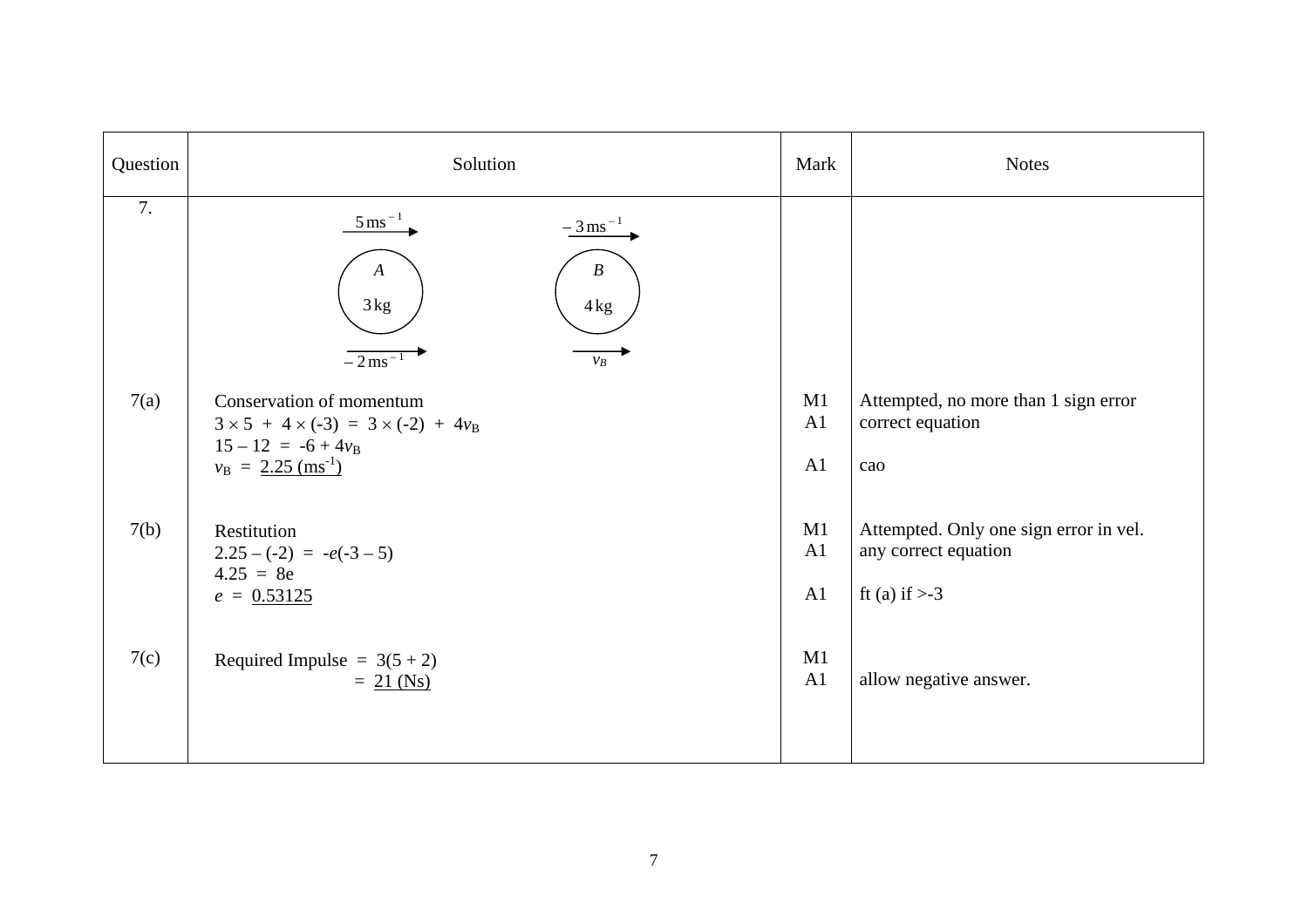| Question | Solution | Mark | Notes |
|---|---|---|---|
| 7. | Diagram: $A$ (3 kg) with $5\,\text{ms}^{-1}$ before and $-2\,\text{ms}^{-1}$ after; $B$ (4 kg) with $-3\,\text{ms}^{-1}$ before and $v_B$ after | | |
| 7(a) | Conservation of momentum<br>$3 \times 5 \ + \ 4 \times (-3) \ = \ 3 \times (-2) \ + \ 4v_B$<br>$15 - 12 \ = \ -6 + 4v_B$<br>$v_B \ = \ \underline{2.25\ (\text{ms}^{-1})}$ | M1<br>A1<br><br>A1 | Attempted, no more than 1 sign error<br>correct equation<br><br>cao |
| 7(b) | Restitution<br>$2.25 - (-2) \ = \ -e(-3 - 5)$<br>$4.25 \ = \ 8e$<br>$e \ = \ \underline{0.53125}$ | M1<br>A1<br><br>A1 | Attempted. Only one sign error in vel.<br>any correct equation<br><br>ft (a) if >-3 |
| 7(c) | Required Impulse $= 3(5 + 2)$<br>$= \underline{21\ (\text{Ns})}$ | M1<br>A1 | <br>allow negative answer. |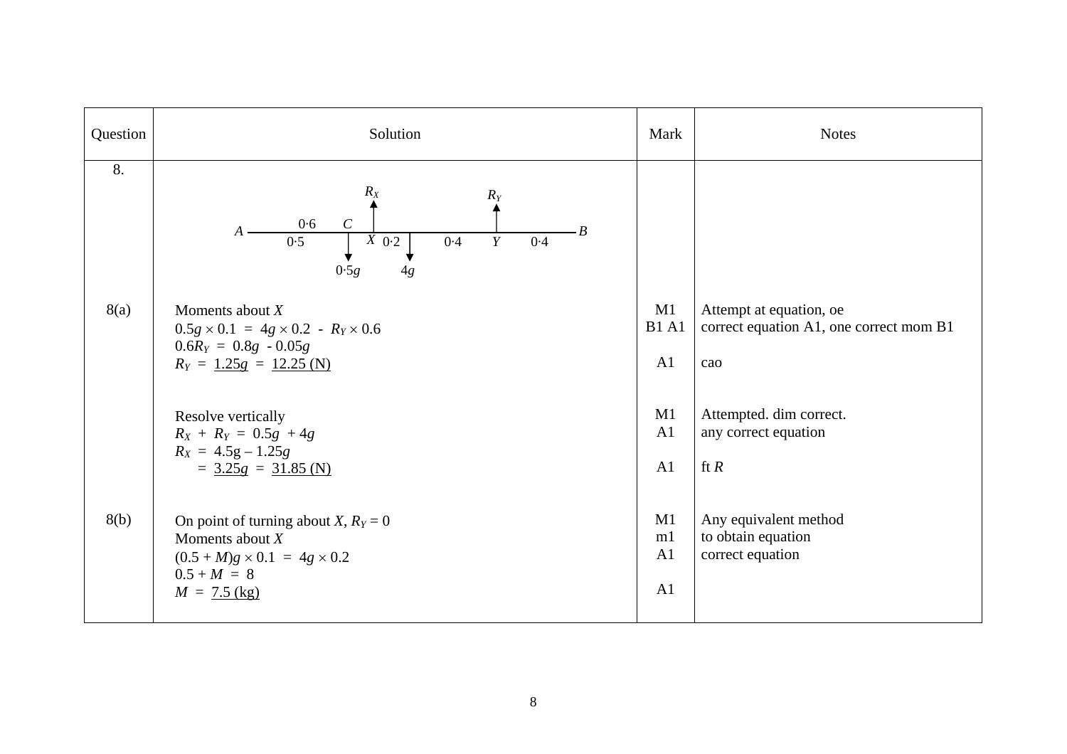| Question | Solution | Mark | Notes |
|---|---|---|---|
| 8. | [Diagram: rod $A$ to $B$ with points $C$, $X$, $Y$; distances $0{\cdot}6$ ($A$ to $C$), $0{\cdot}5$, $0{\cdot}2$, $0{\cdot}4$, $0{\cdot}4$; forces $R_X$ and $R_Y$ upward at $X$ and $Y$; $0{\cdot}5g$ and $4g$ downward] | | |
| 8(a) | Moments about $X$<br>$0.5g \times 0.1 \ = \ 4g \times 0.2 \ - \ R_Y \times 0.6$<br>$0.6R_Y \ = \ 0.8g \ - 0.05g$<br>$R_Y \ = \ \underline{1.25g} \ = \ \underline{12.25 \text{ (N)}}$ | M1<br>B1 A1<br><br>A1 | Attempt at equation, oe<br>correct equation A1, one correct mom B1<br><br>cao |
| | Resolve vertically<br>$R_X \ + \ R_Y \ = \ 0.5g \ + 4g$<br>$R_X \ = \ 4.5\text{g} - 1.25g$<br>$\quad = \ \underline{3.25g} \ = \ \underline{31.85 \text{ (N)}}$ | M1<br>A1<br><br>A1 | Attempted. dim correct.<br>any correct equation<br><br>ft $R$ |
| 8(b) | On point of turning about $X$, $R_Y = 0$<br>Moments about $X$<br>$(0.5 + M)g \times 0.1 \ = \ 4g \times 0.2$<br>$0.5 + M \ = \ 8$<br>$M \ = \ \underline{7.5 \text{ (kg)}}$ | M1<br>m1<br>A1<br><br>A1 | Any equivalent method<br>to obtain equation<br>correct equation |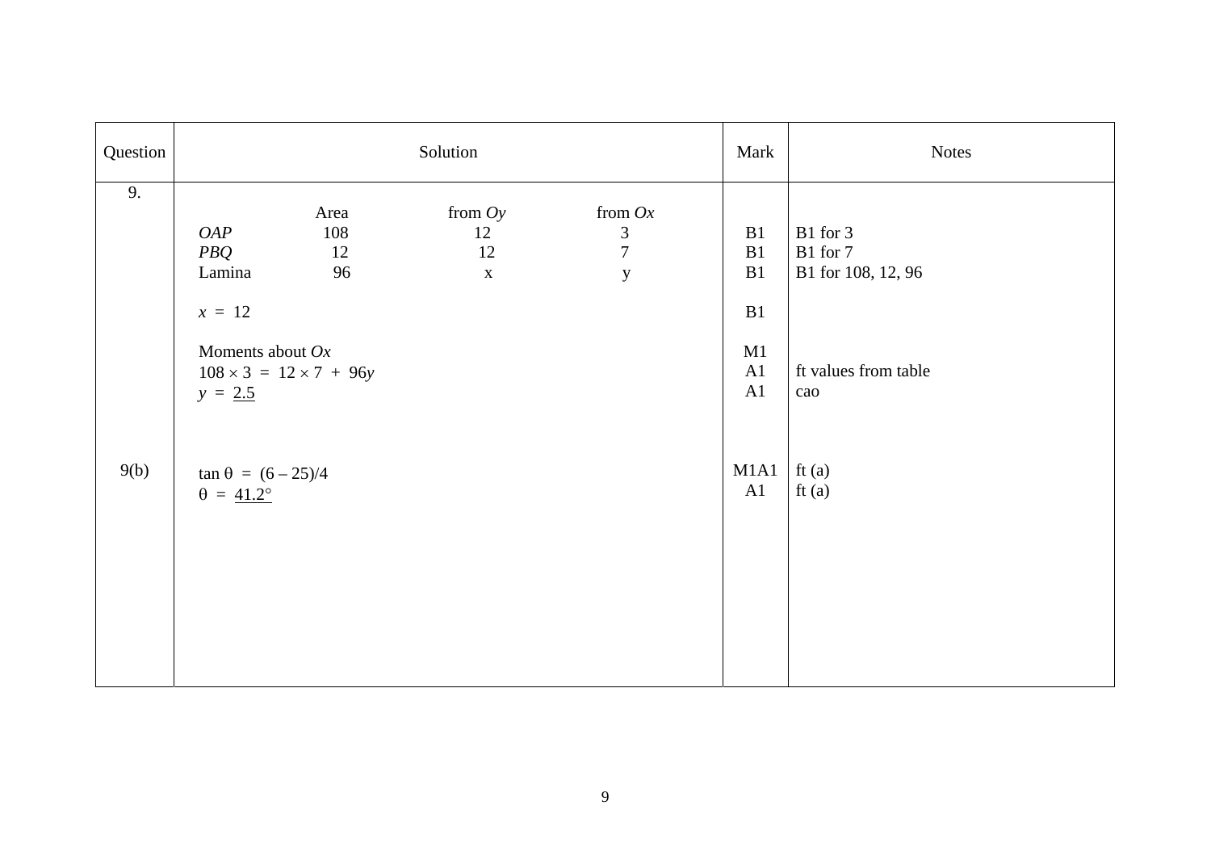| Question | Solution | Mark | Notes |
|---|---|---|---|
| 9. | | | |
| | &nbsp;&nbsp;&nbsp;&nbsp;&nbsp;&nbsp;&nbsp;&nbsp;&nbsp;&nbsp;&nbsp;&nbsp;Area &nbsp;&nbsp;&nbsp;from $Oy$ &nbsp;&nbsp;&nbsp;from $Ox$ | | |
| | $OAP$ &nbsp;&nbsp;&nbsp;108 &nbsp;&nbsp;&nbsp;12 &nbsp;&nbsp;&nbsp;3 | B1 | B1 for 3 |
| | $PBQ$ &nbsp;&nbsp;&nbsp;12 &nbsp;&nbsp;&nbsp;12 &nbsp;&nbsp;&nbsp;7 | B1 | B1 for 7 |
| | Lamina &nbsp;&nbsp;&nbsp;96 &nbsp;&nbsp;&nbsp;x &nbsp;&nbsp;&nbsp;y | B1 | B1 for 108, 12, 96 |
| | $x = 12$ | B1 | |
| | Moments about $Ox$ | M1 | |
| | $108 \times 3 = 12 \times 7 + 96y$ | A1 | ft values from table |
| | $y = \underline{2.5}$ | A1 | cao |
| 9(b) | $\tan \theta = (6 - 25)/4$ | M1A1 | ft (a) |
| | $\theta = \underline{41.2°}$ | A1 | ft (a) |